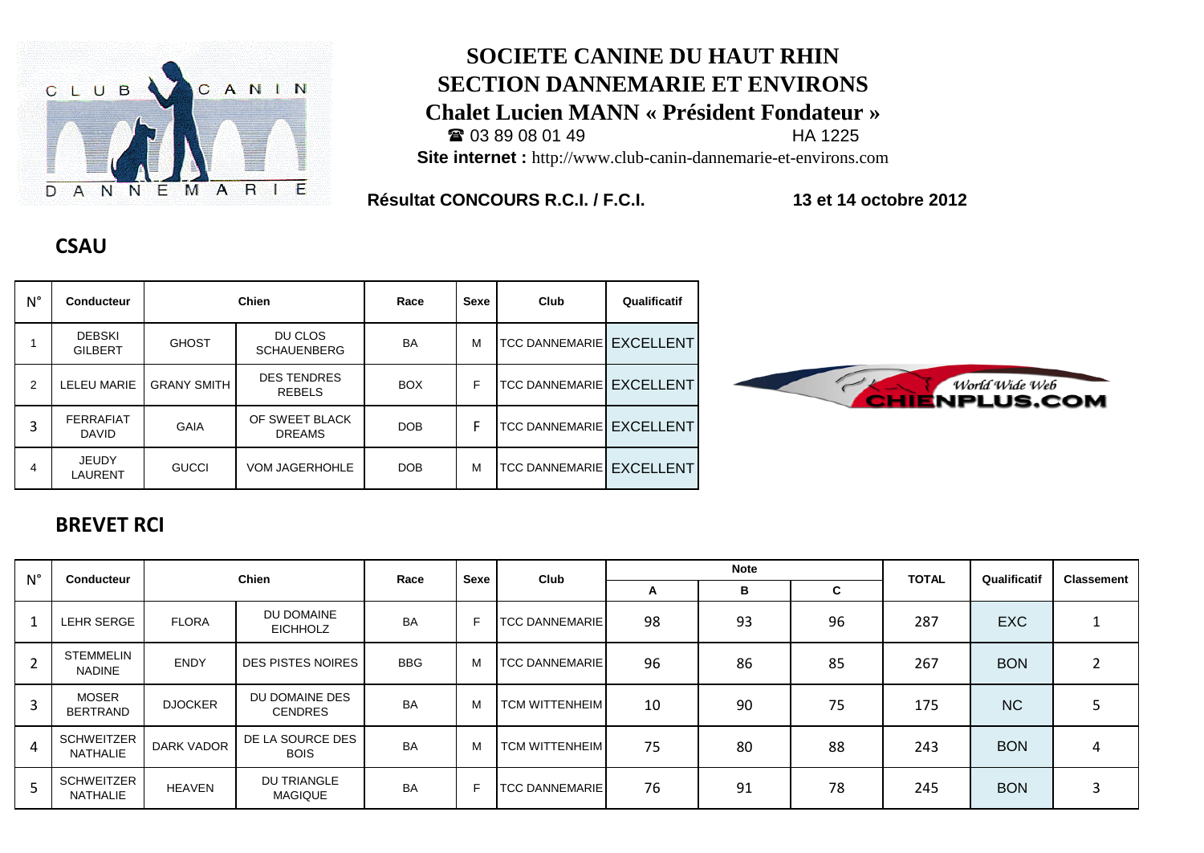# SOCIETE CANINE DU HAUT RHIN
# SECTION DANNEMARIE ET ENVIRONS
## Chalet Lucien MANN « Président Fondateur »

☎ 03 89 08 01 49 HA 1225

**Site internet :** http://www.club-canin-dannemarie-et-environs.com

**Résultat CONCOURS R.C.I. / F.C.I.** **13 et 14 octobre 2012**

## CSAU

| N° | Conducteur | Chien | | Race | Sexe | Club | Qualificatif |
|---|---|---|---|---|---|---|---|
| 1 | DEBSKI GILBERT | GHOST | DU CLOS SCHAUENBERG | BA | M | TCC DANNEMARIE | EXCELLENT |
| 2 | LELEU MARIE | GRANY SMITH | DES TENDRES REBELS | BOX | F | TCC DANNEMARIE | EXCELLENT |
| 3 | FERRAFIAT DAVID | GAIA | OF SWEET BLACK DREAMS | DOB | F | TCC DANNEMARIE | EXCELLENT |
| 4 | JEUDY LAURENT | GUCCI | VOM JAGERHOHLE | DOB | M | TCC DANNEMARIE | EXCELLENT |

World Wide Web CHIENPLUS.COM

## BREVET RCI

| N° | Conducteur | Chien | | Race | Sexe | Club | Note | | | TOTAL | Qualificatif | Classement |
|---|---|---|---|---|---|---|---|---|---|---|---|---|
| | | | | | | | A | B | C | | | |
| 1 | LEHR SERGE | FLORA | DU DOMAINE EICHHOLZ | BA | F | TCC DANNEMARIE | 98 | 93 | 96 | 287 | EXC | 1 |
| 2 | STEMMELIN NADINE | ENDY | DES PISTES NOIRES | BBG | M | TCC DANNEMARIE | 96 | 86 | 85 | 267 | BON | 2 |
| 3 | MOSER BERTRAND | DJOCKER | DU DOMAINE DES CENDRES | BA | M | TCM WITTENHEIM | 10 | 90 | 75 | 175 | NC | 5 |
| 4 | SCHWEITZER NATHALIE | DARK VADOR | DE LA SOURCE DES BOIS | BA | M | TCM WITTENHEIM | 75 | 80 | 88 | 243 | BON | 4 |
| 5 | SCHWEITZER NATHALIE | HEAVEN | DU TRIANGLE MAGIQUE | BA | F | TCC DANNEMARIE | 76 | 91 | 78 | 245 | BON | 3 |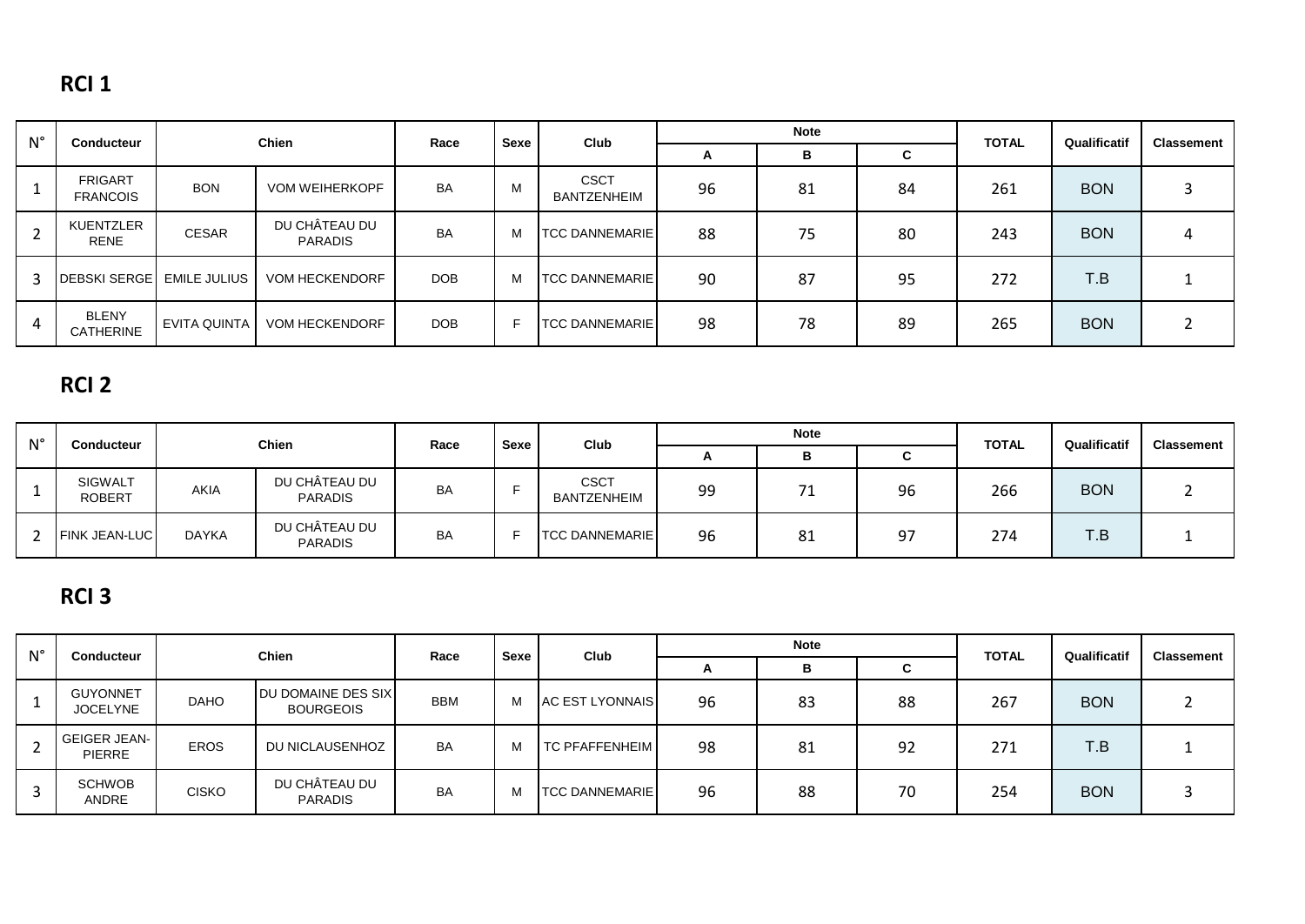## RCI 1

| N° | Conducteur | Chien | | Race | Sexe | Club | Note | | | TOTAL | Qualificatif | Classement |
|---|---|---|---|---|---|---|---|---|---|---|---|---|
| | | | | | | | A | B | C | | | |
| 1 | FRIGART FRANCOIS | BON | VOM WEIHERKOPF | BA | M | CSCT BANTZENHEIM | 96 | 81 | 84 | 261 | BON | 3 |
| 2 | KUENTZLER RENE | CESAR | DU CHÂTEAU DU PARADIS | BA | M | TCC DANNEMARIE | 88 | 75 | 80 | 243 | BON | 4 |
| 3 | DEBSKI SERGE | EMILE JULIUS | VOM HECKENDORF | DOB | M | TCC DANNEMARIE | 90 | 87 | 95 | 272 | T.B | 1 |
| 4 | BLENY CATHERINE | EVITA QUINTA | VOM HECKENDORF | DOB | F | TCC DANNEMARIE | 98 | 78 | 89 | 265 | BON | 2 |

## RCI 2

| N° | Conducteur | Chien | | Race | Sexe | Club | Note | | | TOTAL | Qualificatif | Classement |
|---|---|---|---|---|---|---|---|---|---|---|---|---|
| | | | | | | | A | B | C | | | |
| 1 | SIGWALT ROBERT | AKIA | DU CHÂTEAU DU PARADIS | BA | F | CSCT BANTZENHEIM | 99 | 71 | 96 | 266 | BON | 2 |
| 2 | FINK JEAN-LUC | DAYKA | DU CHÂTEAU DU PARADIS | BA | F | TCC DANNEMARIE | 96 | 81 | 97 | 274 | T.B | 1 |

## RCI 3

| N° | Conducteur | Chien | | Race | Sexe | Club | Note | | | TOTAL | Qualificatif | Classement |
|---|---|---|---|---|---|---|---|---|---|---|---|---|
| | | | | | | | A | B | C | | | |
| 1 | GUYONNET JOCELYNE | DAHO | DU DOMAINE DES SIX BOURGEOIS | BBM | M | AC EST LYONNAIS | 96 | 83 | 88 | 267 | BON | 2 |
| 2 | GEIGER JEAN-PIERRE | EROS | DU NICLAUSENHOZ | BA | M | TC PFAFFENHEIM | 98 | 81 | 92 | 271 | T.B | 1 |
| 3 | SCHWOB ANDRE | CISKO | DU CHÂTEAU DU PARADIS | BA | M | TCC DANNEMARIE | 96 | 88 | 70 | 254 | BON | 3 |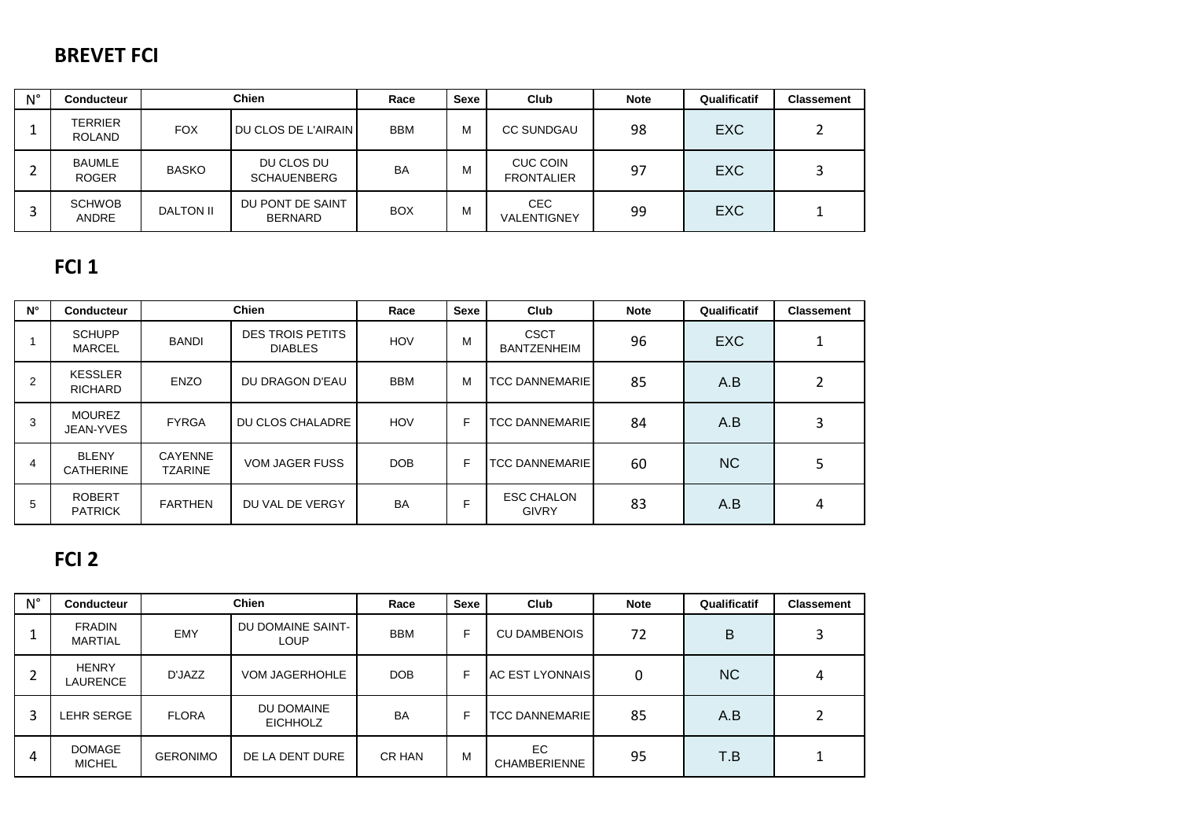## BREVET FCI

| N° | Conducteur | Chien | | Race | Sexe | Club | Note | Qualificatif | Classement |
|---|---|---|---|---|---|---|---|---|---|
| 1 | TERRIER ROLAND | FOX | DU CLOS DE L'AIRAIN | BBM | M | CC SUNDGAU | 98 | EXC | 2 |
| 2 | BAUMLE ROGER | BASKO | DU CLOS DU SCHAUENBERG | BA | M | CUC COIN FRONTALIER | 97 | EXC | 3 |
| 3 | SCHWOB ANDRE | DALTON II | DU PONT DE SAINT BERNARD | BOX | M | CEC VALENTIGNEY | 99 | EXC | 1 |

## FCI 1

| N° | Conducteur | Chien | | Race | Sexe | Club | Note | Qualificatif | Classement |
|---|---|---|---|---|---|---|---|---|---|
| 1 | SCHUPP MARCEL | BANDI | DES TROIS PETITS DIABLES | HOV | M | CSCT BANTZENHEIM | 96 | EXC | 1 |
| 2 | KESSLER RICHARD | ENZO | DU DRAGON D'EAU | BBM | M | TCC DANNEMARIE | 85 | A.B | 2 |
| 3 | MOUREZ JEAN-YVES | FYRGA | DU CLOS CHALADRE | HOV | F | TCC DANNEMARIE | 84 | A.B | 3 |
| 4 | BLENY CATHERINE | CAYENNE TZARINE | VOM JAGER FUSS | DOB | F | TCC DANNEMARIE | 60 | NC | 5 |
| 5 | ROBERT PATRICK | FARTHEN | DU VAL DE VERGY | BA | F | ESC CHALON GIVRY | 83 | A.B | 4 |

## FCI 2

| N° | Conducteur | Chien | | Race | Sexe | Club | Note | Qualificatif | Classement |
|---|---|---|---|---|---|---|---|---|---|
| 1 | FRADIN MARTIAL | EMY | DU DOMAINE SAINT-LOUP | BBM | F | CU DAMBENOIS | 72 | B | 3 |
| 2 | HENRY LAURENCE | D'JAZZ | VOM JAGERHOHLE | DOB | F | AC EST LYONNAIS | 0 | NC | 4 |
| 3 | LEHR SERGE | FLORA | DU DOMAINE EICHHOLZ | BA | F | TCC DANNEMARIE | 85 | A.B | 2 |
| 4 | DOMAGE MICHEL | GERONIMO | DE LA DENT DURE | CR HAN | M | EC CHAMBERIENNE | 95 | T.B | 1 |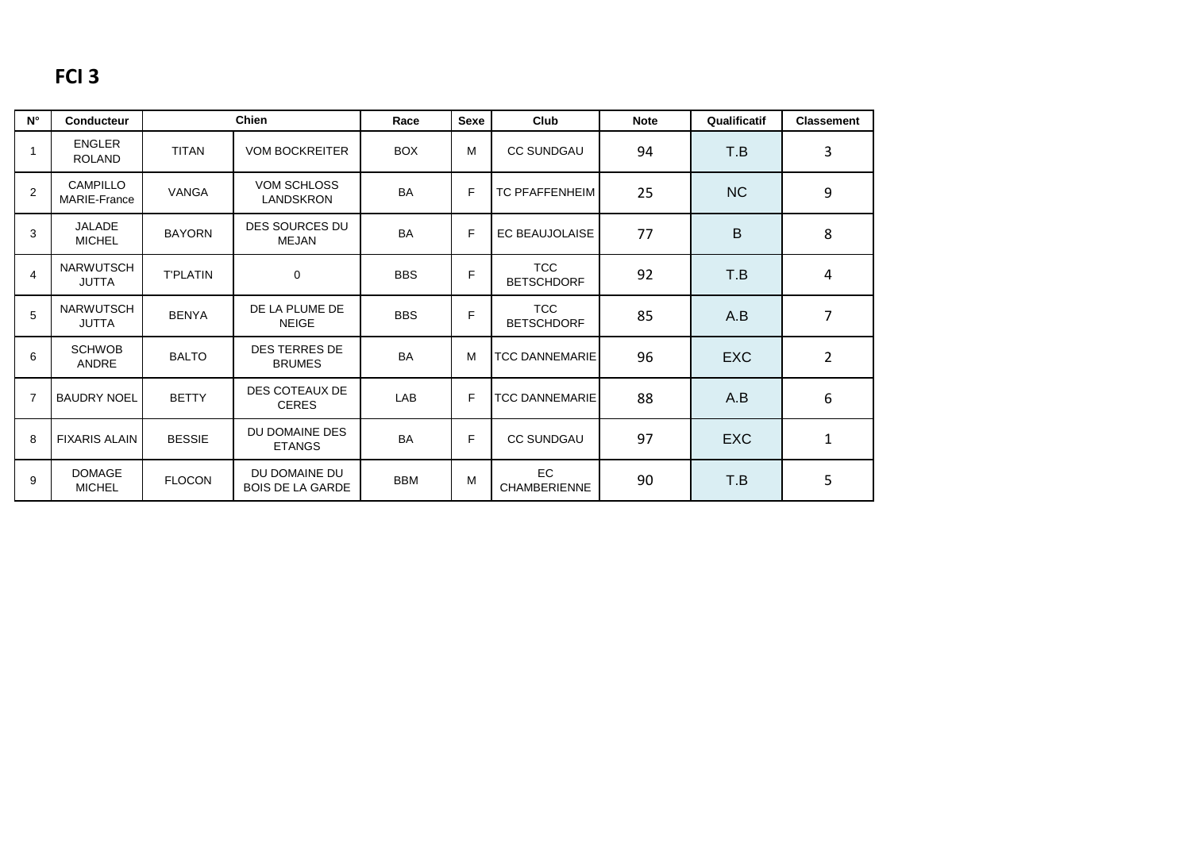# FCI 3

| N° | Conducteur | Chien | | Race | Sexe | Club | Note | Qualificatif | Classement |
|---|---|---|---|---|---|---|---|---|---|
| 1 | ENGLER ROLAND | TITAN | VOM BOCKREITER | BOX | M | CC SUNDGAU | 94 | T.B | 3 |
| 2 | CAMPILLO MARIE-France | VANGA | VOM SCHLOSS LANDSKRON | BA | F | TC PFAFFENHEIM | 25 | NC | 9 |
| 3 | JALADE MICHEL | BAYORN | DES SOURCES DU MEJAN | BA | F | EC BEAUJOLAISE | 77 | B | 8 |
| 4 | NARWUTSCH JUTTA | T'PLATIN | 0 | BBS | F | TCC BETSCHDORF | 92 | T.B | 4 |
| 5 | NARWUTSCH JUTTA | BENYA | DE LA PLUME DE NEIGE | BBS | F | TCC BETSCHDORF | 85 | A.B | 7 |
| 6 | SCHWOB ANDRE | BALTO | DES TERRES DE BRUMES | BA | M | TCC DANNEMARIE | 96 | EXC | 2 |
| 7 | BAUDRY NOEL | BETTY | DES COTEAUX DE CERES | LAB | F | TCC DANNEMARIE | 88 | A.B | 6 |
| 8 | FIXARIS ALAIN | BESSIE | DU DOMAINE DES ETANGS | BA | F | CC SUNDGAU | 97 | EXC | 1 |
| 9 | DOMAGE MICHEL | FLOCON | DU DOMAINE DU BOIS DE LA GARDE | BBM | M | EC CHAMBERIENNE | 90 | T.B | 5 |